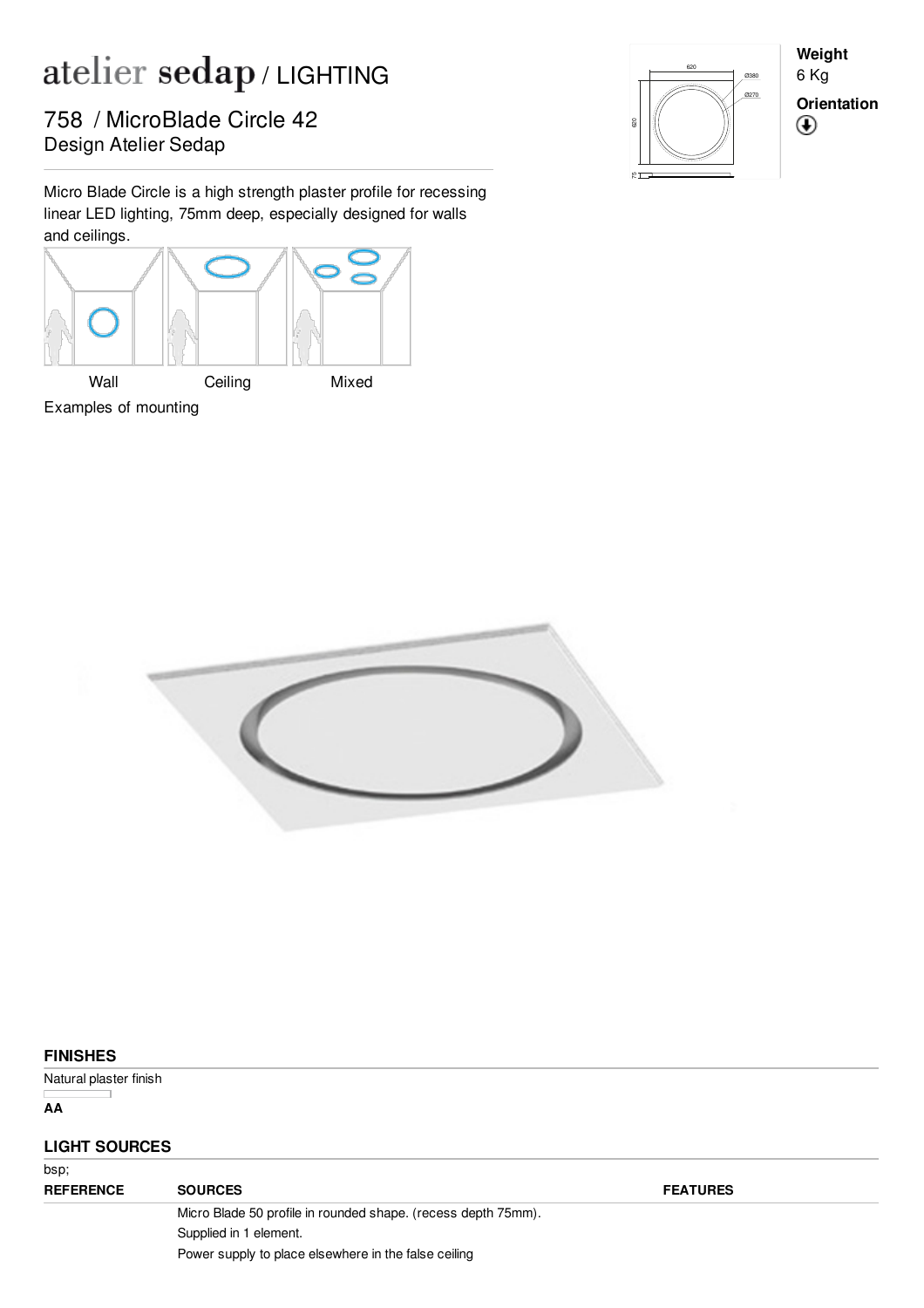# atelier sedap / LIGHTING

## 758 / MicroBlade Circle 42

Design Atelier Sedap

Micro Blade Circle is a high strength plaster profile for recessing linear LED lighting, 75mm deep, especially designed for walls and ceilings.

Wall | Ceiling | Mixed

Examples of mounting

**Weight**

6 Kg

**Orientation**

## FINISHES

Natural plaster finish

**AA**

## LIGHT SOURCES

bsp;

| REFERENCE | SOURCES | FEATURES |
|---|---|---|
| | Micro Blade 50 profile in rounded shape. (recess depth 75mm).<br>Supplied in 1 element.<br>Power supply to place elsewhere in the false ceiling | |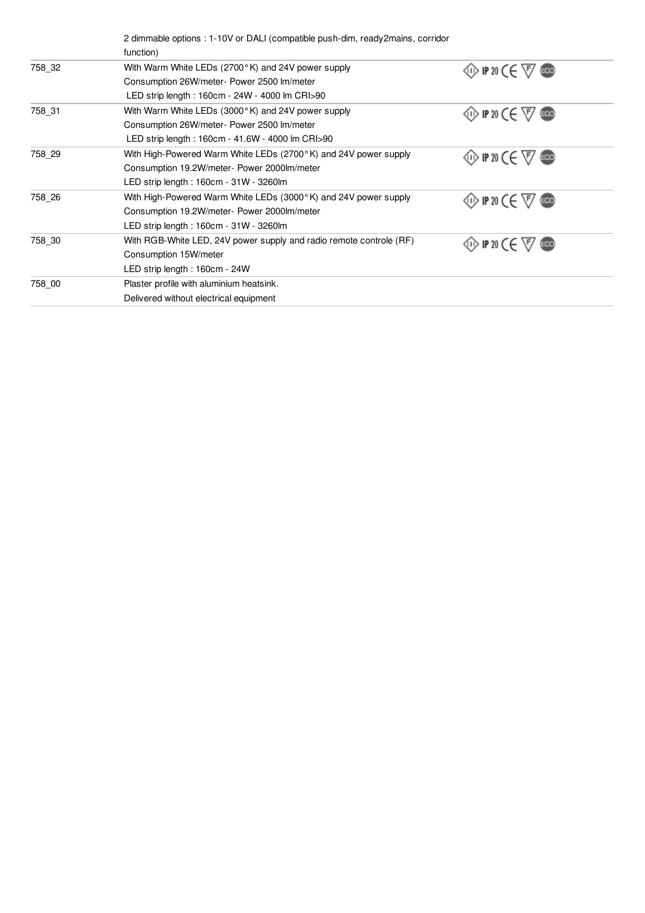| | | |
|---|---|---|
| | 2 dimmable options : 1-10V or DALI (compatible push-dim, ready2mains, corridor function) | |
| 758_32 | With Warm White LEDs (2700° K) and 24V power supply<br>Consumption 26W/meter- Power 2500 lm/meter<br>LED strip length : 160cm - 24W - 4000 lm CRI>90 | IP 20 CE |
| 758_31 | With Warm White LEDs (3000° K) and 24V power supply<br>Consumption 26W/meter- Power 2500 lm/meter<br>LED strip length : 160cm - 41.6W - 4000 lm CRI>90 | IP 20 CE |
| 758_29 | With High-Powered Warm White LEDs (2700° K) and 24V power supply<br>Consumption 19.2W/meter- Power 2000lm/meter<br>LED strip length : 160cm - 31W - 3260lm | IP 20 CE |
| 758_26 | With High-Powered Warm White LEDs (3000° K) and 24V power supply<br>Consumption 19.2W/meter- Power 2000lm/meter<br>LED strip length : 160cm - 31W - 3260lm | IP 20 CE |
| 758_30 | With RGB-White LED, 24V power supply and radio remote controle (RF)<br>Consumption 15W/meter<br>LED strip length : 160cm - 24W | IP 20 CE |
| 758_00 | Plaster profile with aluminium heatsink.<br>Delivered without electrical equipment | |